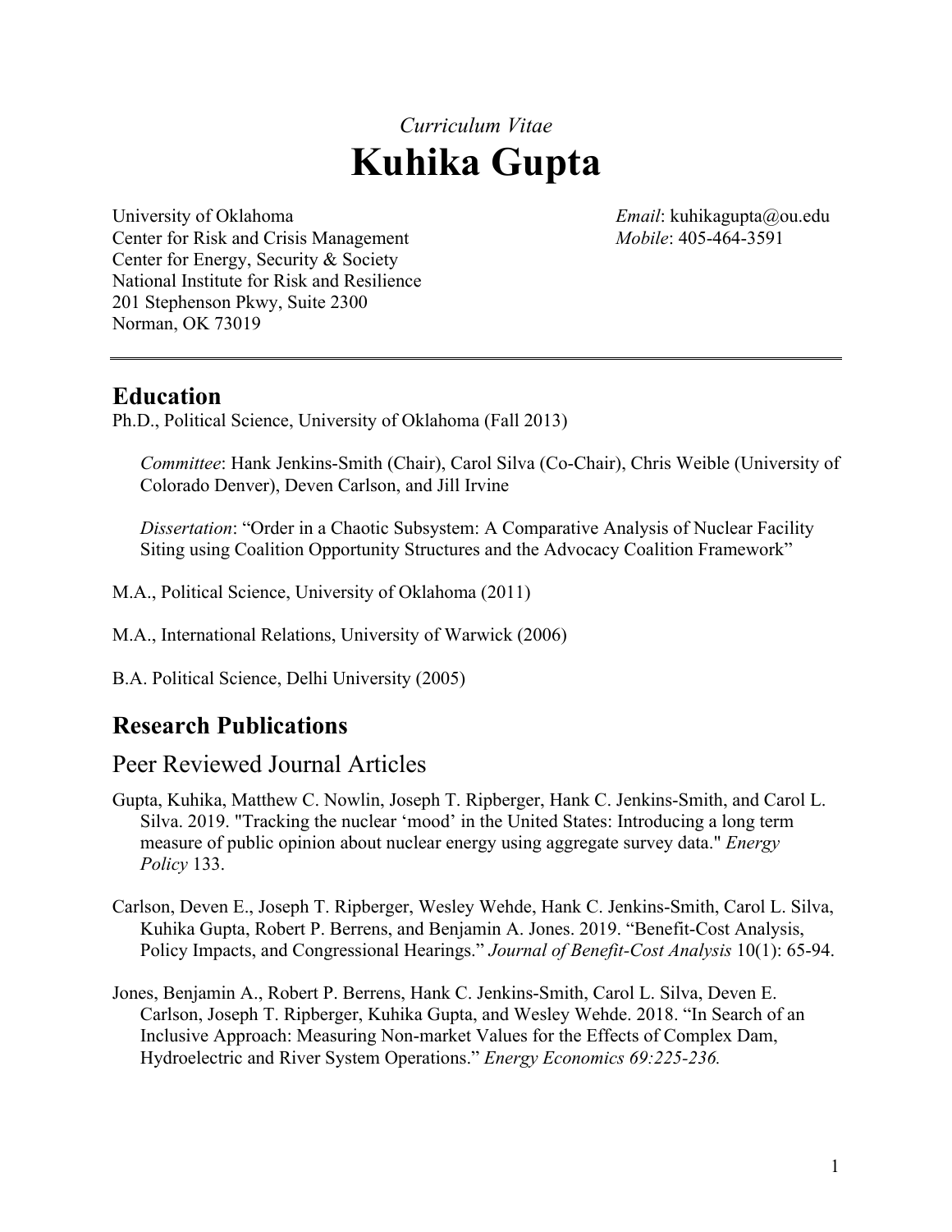*Curriculum Vitae*

# Kuhika Gupta

University of Oklahoma
Center for Risk and Crisis Management
Center for Energy, Security & Society
National Institute for Risk and Resilience
201 Stephenson Pkwy, Suite 2300
Norman, OK 73019

*Email*: kuhikagupta@ou.edu
*Mobile*: 405-464-3591

---

## Education

Ph.D., Political Science, University of Oklahoma (Fall 2013)

> *Committee*: Hank Jenkins-Smith (Chair), Carol Silva (Co-Chair), Chris Weible (University of Colorado Denver), Deven Carlson, and Jill Irvine
>
> *Dissertation*: "Order in a Chaotic Subsystem: A Comparative Analysis of Nuclear Facility Siting using Coalition Opportunity Structures and the Advocacy Coalition Framework"

M.A., Political Science, University of Oklahoma (2011)

M.A., International Relations, University of Warwick (2006)

B.A. Political Science, Delhi University (2005)

## Research Publications

### Peer Reviewed Journal Articles

Gupta, Kuhika, Matthew C. Nowlin, Joseph T. Ripberger, Hank C. Jenkins-Smith, and Carol L. Silva. 2019. "Tracking the nuclear 'mood' in the United States: Introducing a long term measure of public opinion about nuclear energy using aggregate survey data." *Energy Policy* 133.

Carlson, Deven E., Joseph T. Ripberger, Wesley Wehde, Hank C. Jenkins-Smith, Carol L. Silva, Kuhika Gupta, Robert P. Berrens, and Benjamin A. Jones. 2019. "Benefit-Cost Analysis, Policy Impacts, and Congressional Hearings." *Journal of Benefit-Cost Analysis* 10(1): 65-94.

Jones, Benjamin A., Robert P. Berrens, Hank C. Jenkins-Smith, Carol L. Silva, Deven E. Carlson, Joseph T. Ripberger, Kuhika Gupta, and Wesley Wehde. 2018. "In Search of an Inclusive Approach: Measuring Non-market Values for the Effects of Complex Dam, Hydroelectric and River System Operations." *Energy Economics 69:225-236.*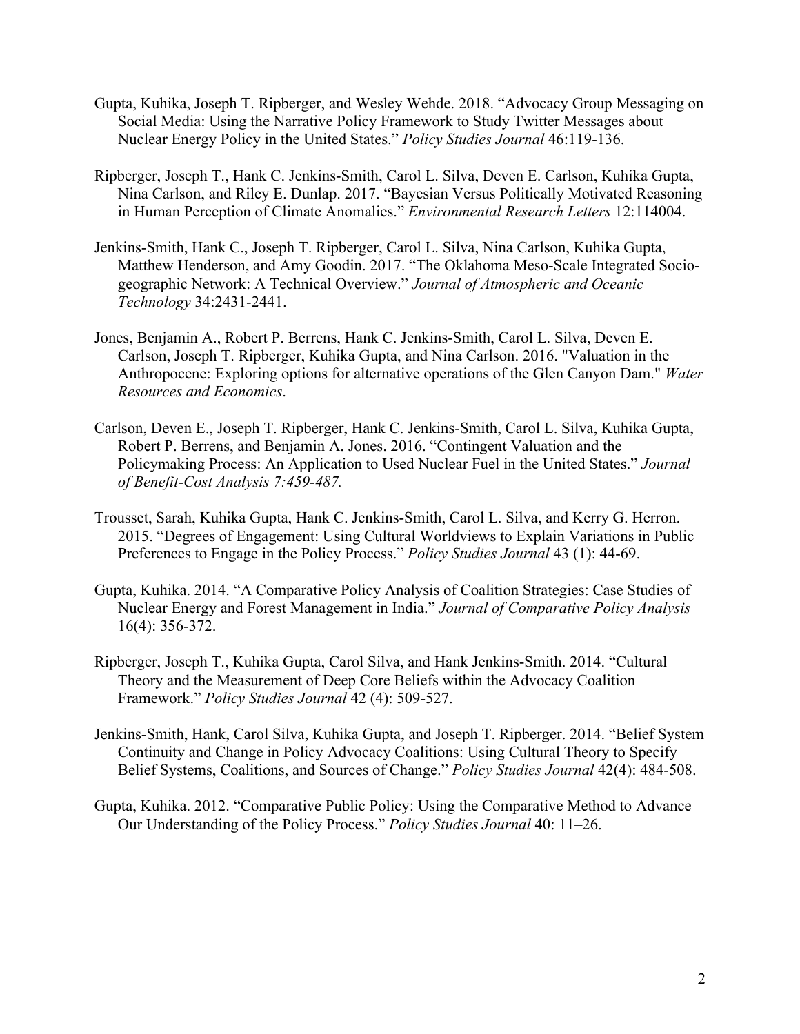Gupta, Kuhika, Joseph T. Ripberger, and Wesley Wehde. 2018. "Advocacy Group Messaging on Social Media: Using the Narrative Policy Framework to Study Twitter Messages about Nuclear Energy Policy in the United States." *Policy Studies Journal* 46:119-136.

Ripberger, Joseph T., Hank C. Jenkins-Smith, Carol L. Silva, Deven E. Carlson, Kuhika Gupta, Nina Carlson, and Riley E. Dunlap. 2017. "Bayesian Versus Politically Motivated Reasoning in Human Perception of Climate Anomalies." *Environmental Research Letters* 12:114004.

Jenkins-Smith, Hank C., Joseph T. Ripberger, Carol L. Silva, Nina Carlson, Kuhika Gupta, Matthew Henderson, and Amy Goodin. 2017. "The Oklahoma Meso-Scale Integrated Socio-geographic Network: A Technical Overview." *Journal of Atmospheric and Oceanic Technology* 34:2431-2441.

Jones, Benjamin A., Robert P. Berrens, Hank C. Jenkins-Smith, Carol L. Silva, Deven E. Carlson, Joseph T. Ripberger, Kuhika Gupta, and Nina Carlson. 2016. "Valuation in the Anthropocene: Exploring options for alternative operations of the Glen Canyon Dam." *Water Resources and Economics*.

Carlson, Deven E., Joseph T. Ripberger, Hank C. Jenkins-Smith, Carol L. Silva, Kuhika Gupta, Robert P. Berrens, and Benjamin A. Jones. 2016. "Contingent Valuation and the Policymaking Process: An Application to Used Nuclear Fuel in the United States." *Journal of Benefit-Cost Analysis 7:459-487.*

Trousset, Sarah, Kuhika Gupta, Hank C. Jenkins-Smith, Carol L. Silva, and Kerry G. Herron. 2015. "Degrees of Engagement: Using Cultural Worldviews to Explain Variations in Public Preferences to Engage in the Policy Process." *Policy Studies Journal* 43 (1): 44-69.

Gupta, Kuhika. 2014. "A Comparative Policy Analysis of Coalition Strategies: Case Studies of Nuclear Energy and Forest Management in India." *Journal of Comparative Policy Analysis* 16(4): 356-372.

Ripberger, Joseph T., Kuhika Gupta, Carol Silva, and Hank Jenkins-Smith. 2014. "Cultural Theory and the Measurement of Deep Core Beliefs within the Advocacy Coalition Framework." *Policy Studies Journal* 42 (4): 509-527.

Jenkins-Smith, Hank, Carol Silva, Kuhika Gupta, and Joseph T. Ripberger. 2014. "Belief System Continuity and Change in Policy Advocacy Coalitions: Using Cultural Theory to Specify Belief Systems, Coalitions, and Sources of Change." *Policy Studies Journal* 42(4): 484-508.

Gupta, Kuhika. 2012. "Comparative Public Policy: Using the Comparative Method to Advance Our Understanding of the Policy Process." *Policy Studies Journal* 40: 11–26.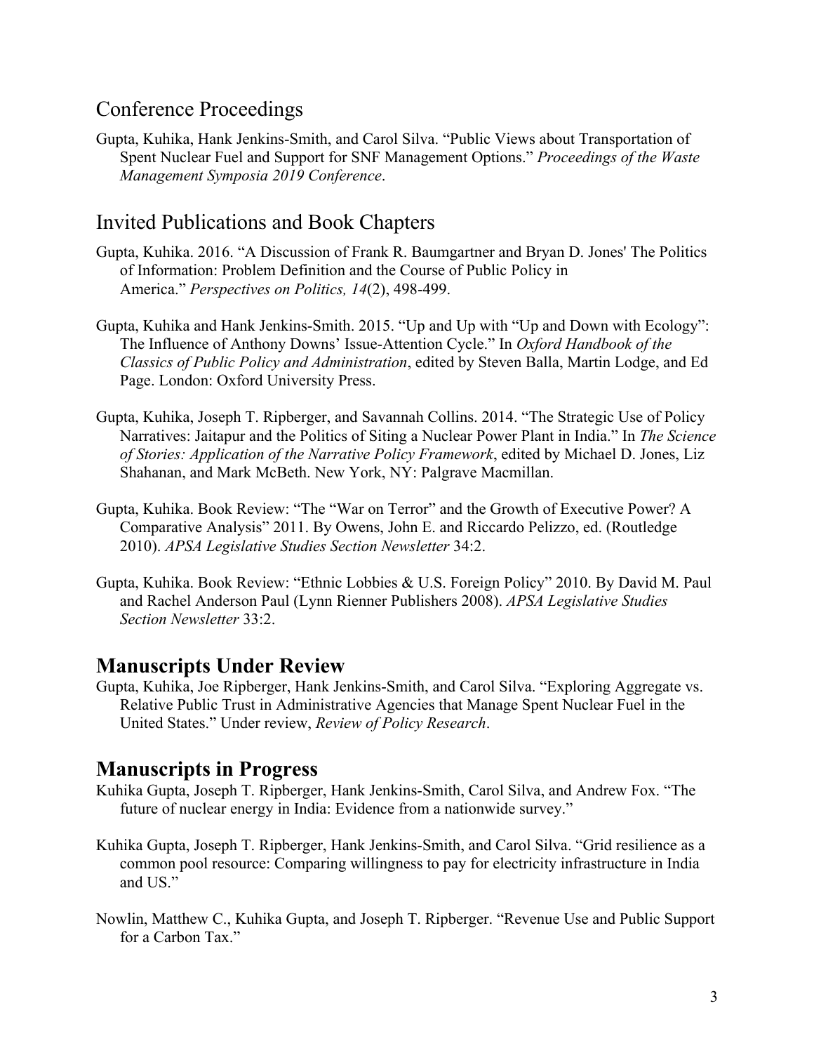## Conference Proceedings

Gupta, Kuhika, Hank Jenkins-Smith, and Carol Silva. "Public Views about Transportation of Spent Nuclear Fuel and Support for SNF Management Options." *Proceedings of the Waste Management Symposia 2019 Conference*.

## Invited Publications and Book Chapters

Gupta, Kuhika. 2016. "A Discussion of Frank R. Baumgartner and Bryan D. Jones' The Politics of Information: Problem Definition and the Course of Public Policy in America." *Perspectives on Politics, 14*(2), 498-499.

Gupta, Kuhika and Hank Jenkins-Smith. 2015. "Up and Up with "Up and Down with Ecology": The Influence of Anthony Downs' Issue-Attention Cycle." In *Oxford Handbook of the Classics of Public Policy and Administration*, edited by Steven Balla, Martin Lodge, and Ed Page. London: Oxford University Press.

Gupta, Kuhika, Joseph T. Ripberger, and Savannah Collins. 2014. "The Strategic Use of Policy Narratives: Jaitapur and the Politics of Siting a Nuclear Power Plant in India." In *The Science of Stories: Application of the Narrative Policy Framework*, edited by Michael D. Jones, Liz Shahanan, and Mark McBeth. New York, NY: Palgrave Macmillan.

Gupta, Kuhika. Book Review: "The "War on Terror" and the Growth of Executive Power? A Comparative Analysis" 2011. By Owens, John E. and Riccardo Pelizzo, ed. (Routledge 2010). *APSA Legislative Studies Section Newsletter* 34:2.

Gupta, Kuhika. Book Review: "Ethnic Lobbies & U.S. Foreign Policy" 2010. By David M. Paul and Rachel Anderson Paul (Lynn Rienner Publishers 2008). *APSA Legislative Studies Section Newsletter* 33:2.

## **Manuscripts Under Review**

Gupta, Kuhika, Joe Ripberger, Hank Jenkins-Smith, and Carol Silva. "Exploring Aggregate vs. Relative Public Trust in Administrative Agencies that Manage Spent Nuclear Fuel in the United States." Under review, *Review of Policy Research*.

## **Manuscripts in Progress**

Kuhika Gupta, Joseph T. Ripberger, Hank Jenkins-Smith, Carol Silva, and Andrew Fox. "The future of nuclear energy in India: Evidence from a nationwide survey."

Kuhika Gupta, Joseph T. Ripberger, Hank Jenkins-Smith, and Carol Silva. "Grid resilience as a common pool resource: Comparing willingness to pay for electricity infrastructure in India and US."

Nowlin, Matthew C., Kuhika Gupta, and Joseph T. Ripberger. "Revenue Use and Public Support for a Carbon Tax."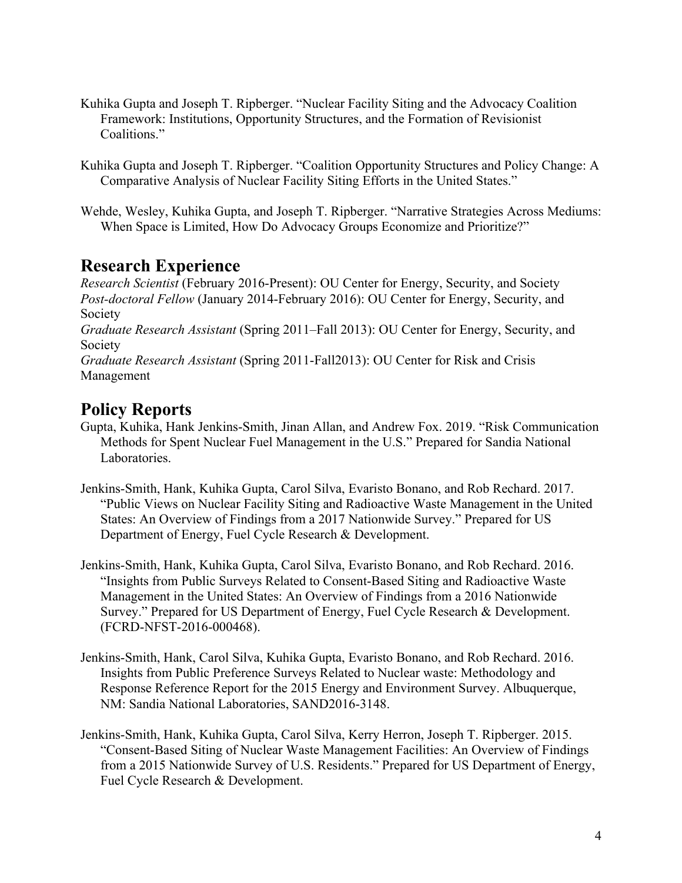Kuhika Gupta and Joseph T. Ripberger. "Nuclear Facility Siting and the Advocacy Coalition Framework: Institutions, Opportunity Structures, and the Formation of Revisionist Coalitions."

Kuhika Gupta and Joseph T. Ripberger. "Coalition Opportunity Structures and Policy Change: A Comparative Analysis of Nuclear Facility Siting Efforts in the United States."

Wehde, Wesley, Kuhika Gupta, and Joseph T. Ripberger. "Narrative Strategies Across Mediums: When Space is Limited, How Do Advocacy Groups Economize and Prioritize?"

## Research Experience

*Research Scientist* (February 2016-Present): OU Center for Energy, Security, and Society
*Post-doctoral Fellow* (January 2014-February 2016): OU Center for Energy, Security, and Society
*Graduate Research Assistant* (Spring 2011–Fall 2013): OU Center for Energy, Security, and Society
*Graduate Research Assistant* (Spring 2011-Fall2013): OU Center for Risk and Crisis Management

## Policy Reports

Gupta, Kuhika, Hank Jenkins-Smith, Jinan Allan, and Andrew Fox. 2019. "Risk Communication Methods for Spent Nuclear Fuel Management in the U.S." Prepared for Sandia National Laboratories.

Jenkins-Smith, Hank, Kuhika Gupta, Carol Silva, Evaristo Bonano, and Rob Rechard. 2017. "Public Views on Nuclear Facility Siting and Radioactive Waste Management in the United States: An Overview of Findings from a 2017 Nationwide Survey." Prepared for US Department of Energy, Fuel Cycle Research & Development.

Jenkins-Smith, Hank, Kuhika Gupta, Carol Silva, Evaristo Bonano, and Rob Rechard. 2016. "Insights from Public Surveys Related to Consent-Based Siting and Radioactive Waste Management in the United States: An Overview of Findings from a 2016 Nationwide Survey." Prepared for US Department of Energy, Fuel Cycle Research & Development. (FCRD-NFST-2016-000468).

Jenkins-Smith, Hank, Carol Silva, Kuhika Gupta, Evaristo Bonano, and Rob Rechard. 2016. Insights from Public Preference Surveys Related to Nuclear waste: Methodology and Response Reference Report for the 2015 Energy and Environment Survey. Albuquerque, NM: Sandia National Laboratories, SAND2016-3148.

Jenkins-Smith, Hank, Kuhika Gupta, Carol Silva, Kerry Herron, Joseph T. Ripberger. 2015. "Consent-Based Siting of Nuclear Waste Management Facilities: An Overview of Findings from a 2015 Nationwide Survey of U.S. Residents." Prepared for US Department of Energy, Fuel Cycle Research & Development.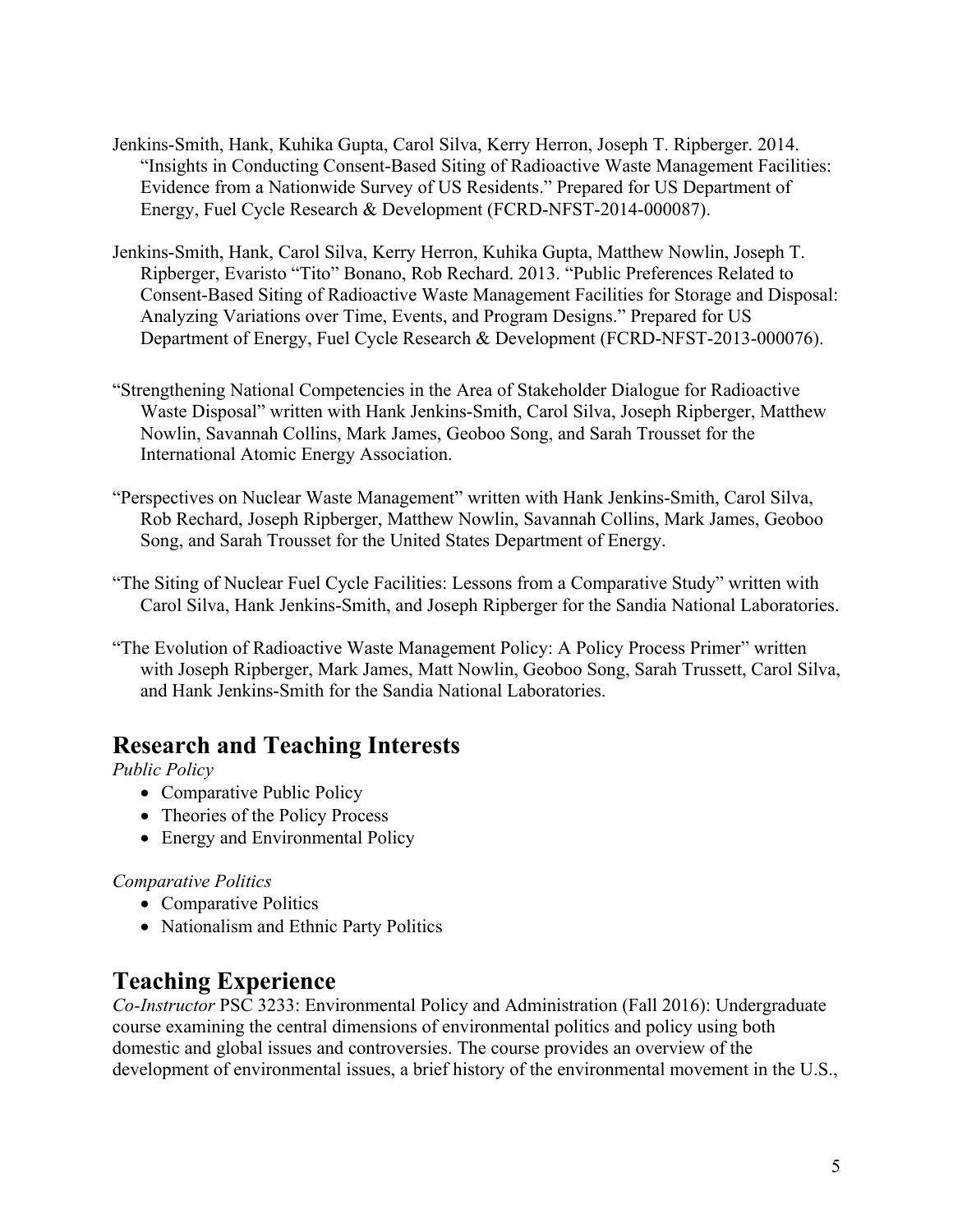Jenkins-Smith, Hank, Kuhika Gupta, Carol Silva, Kerry Herron, Joseph T. Ripberger. 2014. "Insights in Conducting Consent-Based Siting of Radioactive Waste Management Facilities: Evidence from a Nationwide Survey of US Residents." Prepared for US Department of Energy, Fuel Cycle Research & Development (FCRD-NFST-2014-000087).

Jenkins-Smith, Hank, Carol Silva, Kerry Herron, Kuhika Gupta, Matthew Nowlin, Joseph T. Ripberger, Evaristo "Tito" Bonano, Rob Rechard. 2013. "Public Preferences Related to Consent-Based Siting of Radioactive Waste Management Facilities for Storage and Disposal: Analyzing Variations over Time, Events, and Program Designs." Prepared for US Department of Energy, Fuel Cycle Research & Development (FCRD-NFST-2013-000076).

"Strengthening National Competencies in the Area of Stakeholder Dialogue for Radioactive Waste Disposal" written with Hank Jenkins-Smith, Carol Silva, Joseph Ripberger, Matthew Nowlin, Savannah Collins, Mark James, Geoboo Song, and Sarah Trousset for the International Atomic Energy Association.

"Perspectives on Nuclear Waste Management" written with Hank Jenkins-Smith, Carol Silva, Rob Rechard, Joseph Ripberger, Matthew Nowlin, Savannah Collins, Mark James, Geoboo Song, and Sarah Trousset for the United States Department of Energy.

"The Siting of Nuclear Fuel Cycle Facilities: Lessons from a Comparative Study" written with Carol Silva, Hank Jenkins-Smith, and Joseph Ripberger for the Sandia National Laboratories.

"The Evolution of Radioactive Waste Management Policy: A Policy Process Primer" written with Joseph Ripberger, Mark James, Matt Nowlin, Geoboo Song, Sarah Trussett, Carol Silva, and Hank Jenkins-Smith for the Sandia National Laboratories.

## Research and Teaching Interests

*Public Policy*

- Comparative Public Policy
- Theories of the Policy Process
- Energy and Environmental Policy

*Comparative Politics*

- Comparative Politics
- Nationalism and Ethnic Party Politics

## Teaching Experience

*Co-Instructor* PSC 3233: Environmental Policy and Administration (Fall 2016): Undergraduate course examining the central dimensions of environmental politics and policy using both domestic and global issues and controversies. The course provides an overview of the development of environmental issues, a brief history of the environmental movement in the U.S.,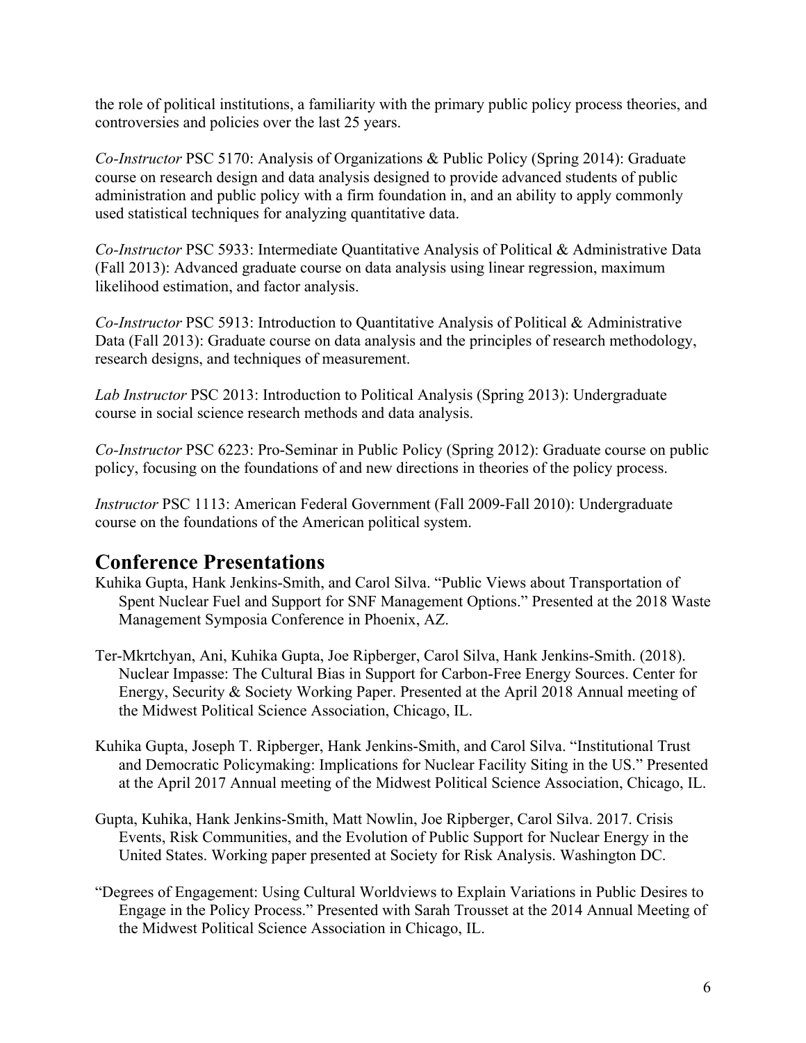the role of political institutions, a familiarity with the primary public policy process theories, and controversies and policies over the last 25 years.

*Co-Instructor* PSC 5170: Analysis of Organizations & Public Policy (Spring 2014): Graduate course on research design and data analysis designed to provide advanced students of public administration and public policy with a firm foundation in, and an ability to apply commonly used statistical techniques for analyzing quantitative data.

*Co-Instructor* PSC 5933: Intermediate Quantitative Analysis of Political & Administrative Data (Fall 2013): Advanced graduate course on data analysis using linear regression, maximum likelihood estimation, and factor analysis.

*Co-Instructor* PSC 5913: Introduction to Quantitative Analysis of Political & Administrative Data (Fall 2013): Graduate course on data analysis and the principles of research methodology, research designs, and techniques of measurement.

*Lab Instructor* PSC 2013: Introduction to Political Analysis (Spring 2013): Undergraduate course in social science research methods and data analysis.

*Co-Instructor* PSC 6223: Pro-Seminar in Public Policy (Spring 2012): Graduate course on public policy, focusing on the foundations of and new directions in theories of the policy process.

*Instructor* PSC 1113: American Federal Government (Fall 2009-Fall 2010): Undergraduate course on the foundations of the American political system.

## Conference Presentations

Kuhika Gupta, Hank Jenkins-Smith, and Carol Silva. "Public Views about Transportation of Spent Nuclear Fuel and Support for SNF Management Options." Presented at the 2018 Waste Management Symposia Conference in Phoenix, AZ.

Ter-Mkrtchyan, Ani, Kuhika Gupta, Joe Ripberger, Carol Silva, Hank Jenkins-Smith. (2018). Nuclear Impasse: The Cultural Bias in Support for Carbon-Free Energy Sources. Center for Energy, Security & Society Working Paper. Presented at the April 2018 Annual meeting of the Midwest Political Science Association, Chicago, IL.

Kuhika Gupta, Joseph T. Ripberger, Hank Jenkins-Smith, and Carol Silva. "Institutional Trust and Democratic Policymaking: Implications for Nuclear Facility Siting in the US." Presented at the April 2017 Annual meeting of the Midwest Political Science Association, Chicago, IL.

Gupta, Kuhika, Hank Jenkins-Smith, Matt Nowlin, Joe Ripberger, Carol Silva. 2017. Crisis Events, Risk Communities, and the Evolution of Public Support for Nuclear Energy in the United States. Working paper presented at Society for Risk Analysis. Washington DC.

"Degrees of Engagement: Using Cultural Worldviews to Explain Variations in Public Desires to Engage in the Policy Process." Presented with Sarah Trousset at the 2014 Annual Meeting of the Midwest Political Science Association in Chicago, IL.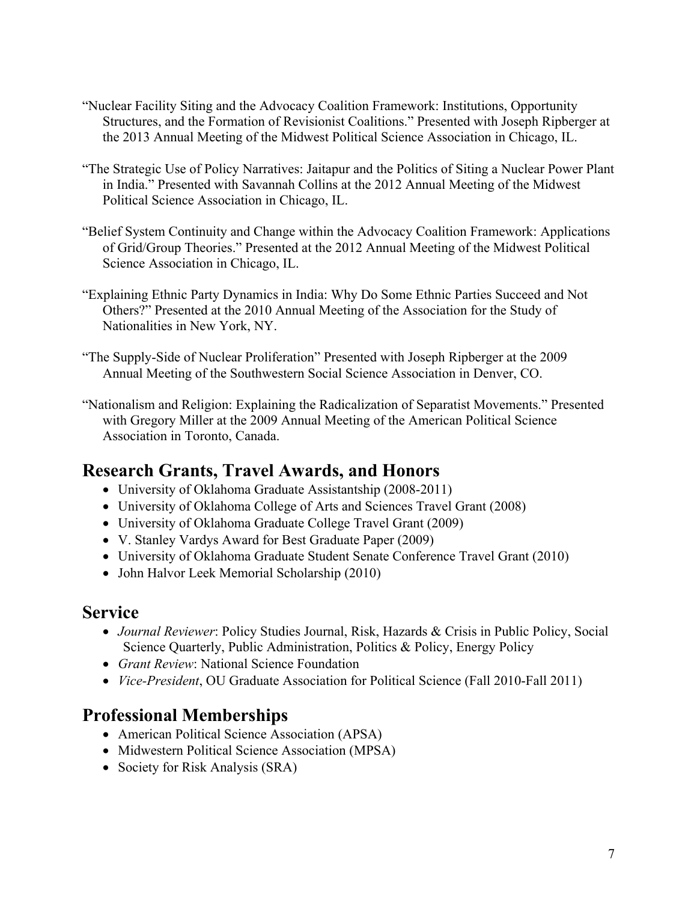"Nuclear Facility Siting and the Advocacy Coalition Framework: Institutions, Opportunity Structures, and the Formation of Revisionist Coalitions." Presented with Joseph Ripberger at the 2013 Annual Meeting of the Midwest Political Science Association in Chicago, IL.

"The Strategic Use of Policy Narratives: Jaitapur and the Politics of Siting a Nuclear Power Plant in India." Presented with Savannah Collins at the 2012 Annual Meeting of the Midwest Political Science Association in Chicago, IL.

"Belief System Continuity and Change within the Advocacy Coalition Framework: Applications of Grid/Group Theories." Presented at the 2012 Annual Meeting of the Midwest Political Science Association in Chicago, IL.

"Explaining Ethnic Party Dynamics in India: Why Do Some Ethnic Parties Succeed and Not Others?" Presented at the 2010 Annual Meeting of the Association for the Study of Nationalities in New York, NY.

"The Supply-Side of Nuclear Proliferation" Presented with Joseph Ripberger at the 2009 Annual Meeting of the Southwestern Social Science Association in Denver, CO.

"Nationalism and Religion: Explaining the Radicalization of Separatist Movements." Presented with Gregory Miller at the 2009 Annual Meeting of the American Political Science Association in Toronto, Canada.

## Research Grants, Travel Awards, and Honors

- University of Oklahoma Graduate Assistantship (2008-2011)
- University of Oklahoma College of Arts and Sciences Travel Grant (2008)
- University of Oklahoma Graduate College Travel Grant (2009)
- V. Stanley Vardys Award for Best Graduate Paper (2009)
- University of Oklahoma Graduate Student Senate Conference Travel Grant (2010)
- John Halvor Leek Memorial Scholarship (2010)

## Service

- *Journal Reviewer*: Policy Studies Journal, Risk, Hazards & Crisis in Public Policy, Social Science Quarterly, Public Administration, Politics & Policy, Energy Policy
- *Grant Review*: National Science Foundation
- *Vice-President*, OU Graduate Association for Political Science (Fall 2010-Fall 2011)

## Professional Memberships

- American Political Science Association (APSA)
- Midwestern Political Science Association (MPSA)
- Society for Risk Analysis (SRA)